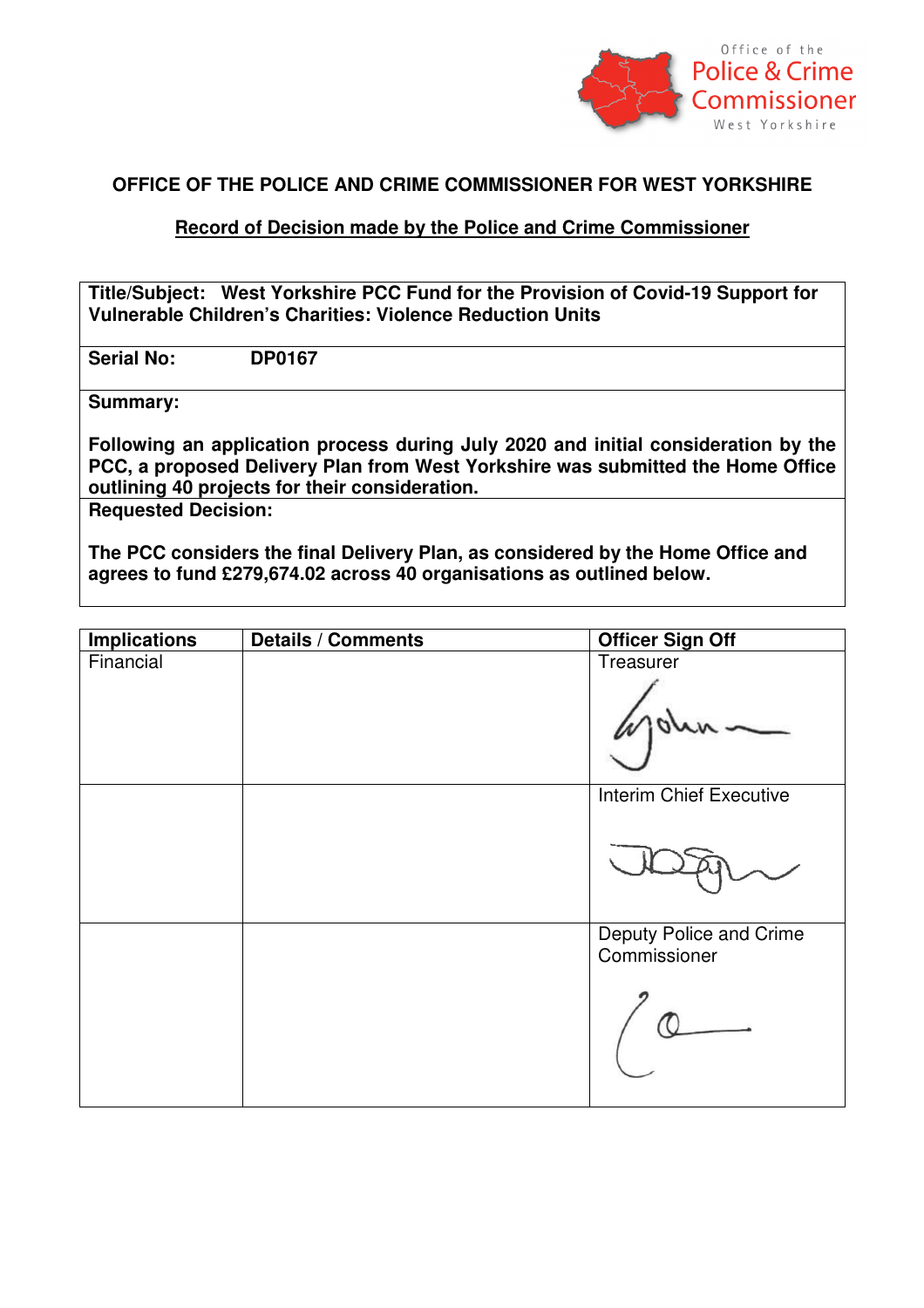Office of the Police & Crime Commissioner West Yorkshire

# OFFICE OF THE POLICE AND CRIME COMMISSIONER FOR WEST YORKSHIRE

## Record of Decision made by the Police and Crime Commissioner

**Title/Subject: West Yorkshire PCC Fund for the Provision of Covid-19 Support for Vulnerable Children's Charities: Violence Reduction Units**

**Serial No: DP0167**

**Summary:**

**Following an application process during July 2020 and initial consideration by the PCC, a proposed Delivery Plan from West Yorkshire was submitted the Home Office outlining 40 projects for their consideration.**

**Requested Decision:**

**The PCC considers the final Delivery Plan, as considered by the Home Office and agrees to fund £279,674.02 across 40 organisations as outlined below.**

| Implications | Details / Comments | Officer Sign Off |
|---|---|---|
| Financial | | Treasurer |
| | | Interim Chief Executive |
| | | Deputy Police and Crime Commissioner |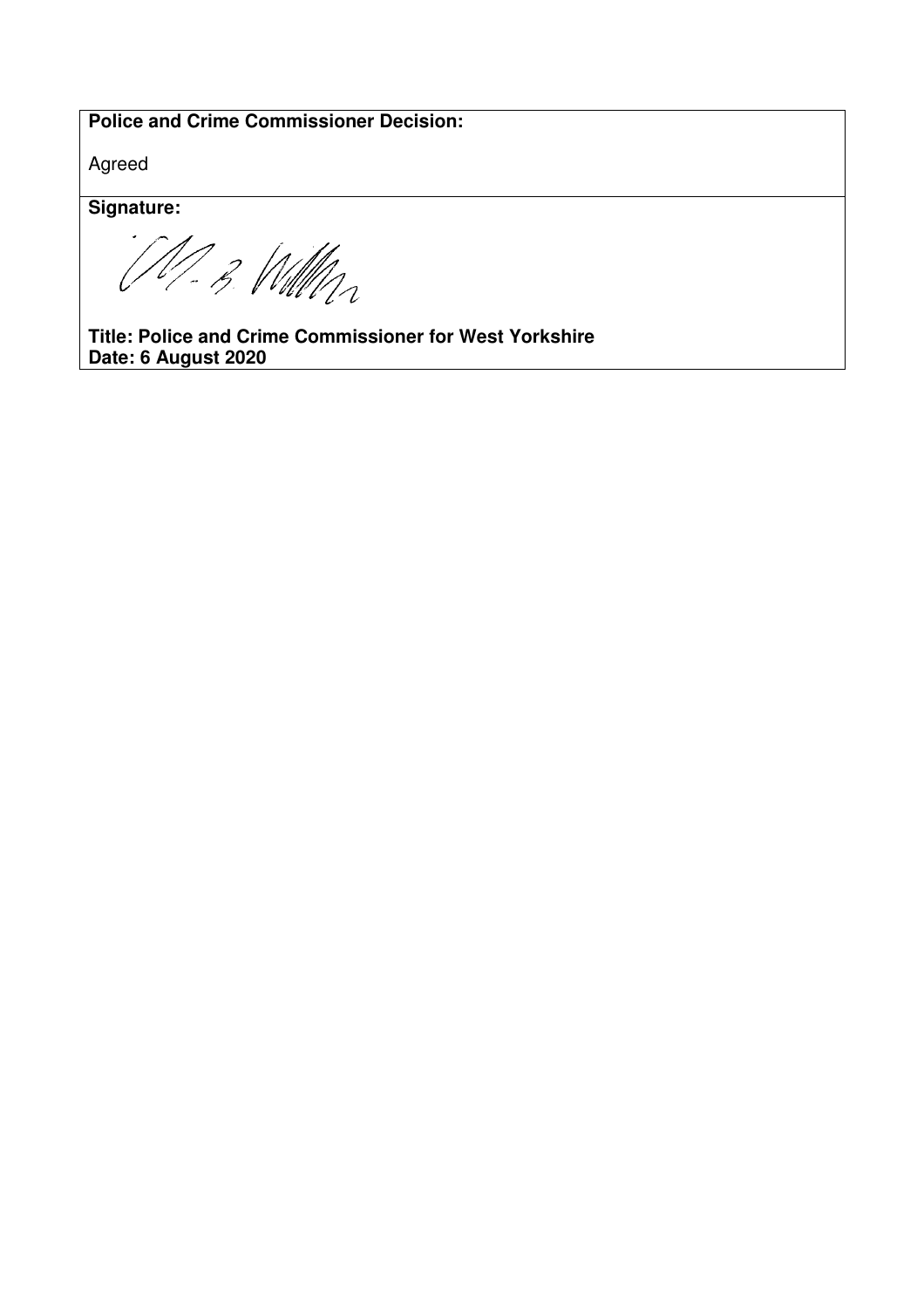**Police and Crime Commissioner Decision:**

Agreed

**Signature:**

**Title: Police and Crime Commissioner for West Yorkshire**
**Date: 6 August 2020**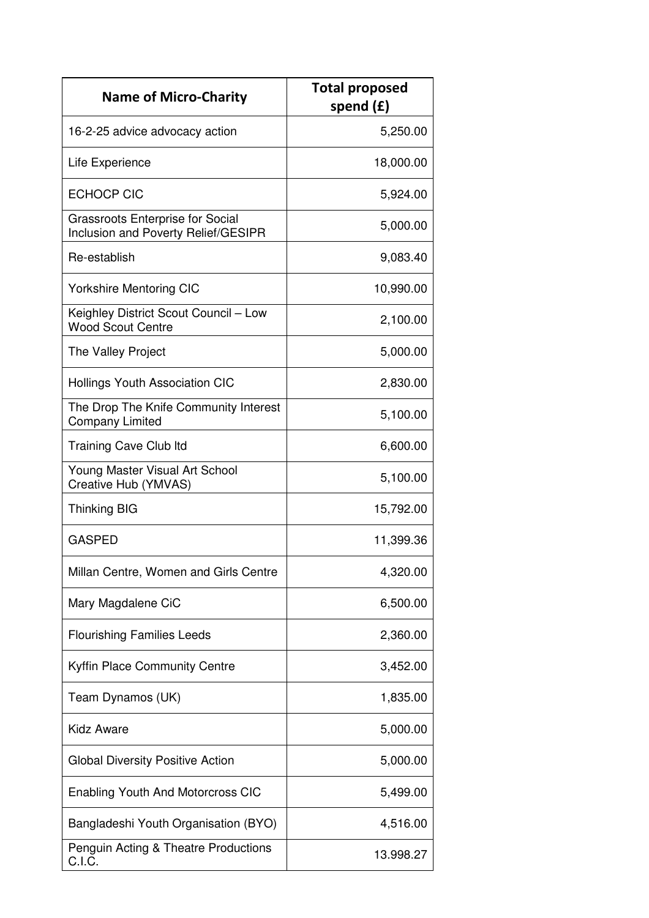| Name of Micro-Charity | Total proposed spend (£) |
|---|---:|
| 16-2-25 advice advocacy action | 5,250.00 |
| Life Experience | 18,000.00 |
| ECHOCP CIC | 5,924.00 |
| Grassroots Enterprise for Social Inclusion and Poverty Relief/GESIPR | 5,000.00 |
| Re-establish | 9,083.40 |
| Yorkshire Mentoring CIC | 10,990.00 |
| Keighley District Scout Council – Low Wood Scout Centre | 2,100.00 |
| The Valley Project | 5,000.00 |
| Hollings Youth Association CIC | 2,830.00 |
| The Drop The Knife Community Interest Company Limited | 5,100.00 |
| Training Cave Club ltd | 6,600.00 |
| Young Master Visual Art School Creative Hub (YMVAS) | 5,100.00 |
| Thinking BIG | 15,792.00 |
| GASPED | 11,399.36 |
| Millan Centre, Women and Girls Centre | 4,320.00 |
| Mary Magdalene CiC | 6,500.00 |
| Flourishing Families Leeds | 2,360.00 |
| Kyffin Place Community Centre | 3,452.00 |
| Team Dynamos (UK) | 1,835.00 |
| Kidz Aware | 5,000.00 |
| Global Diversity Positive Action | 5,000.00 |
| Enabling Youth And Motorcross CIC | 5,499.00 |
| Bangladeshi Youth Organisation (BYO) | 4,516.00 |
| Penguin Acting & Theatre Productions C.I.C. | 13.998.27 |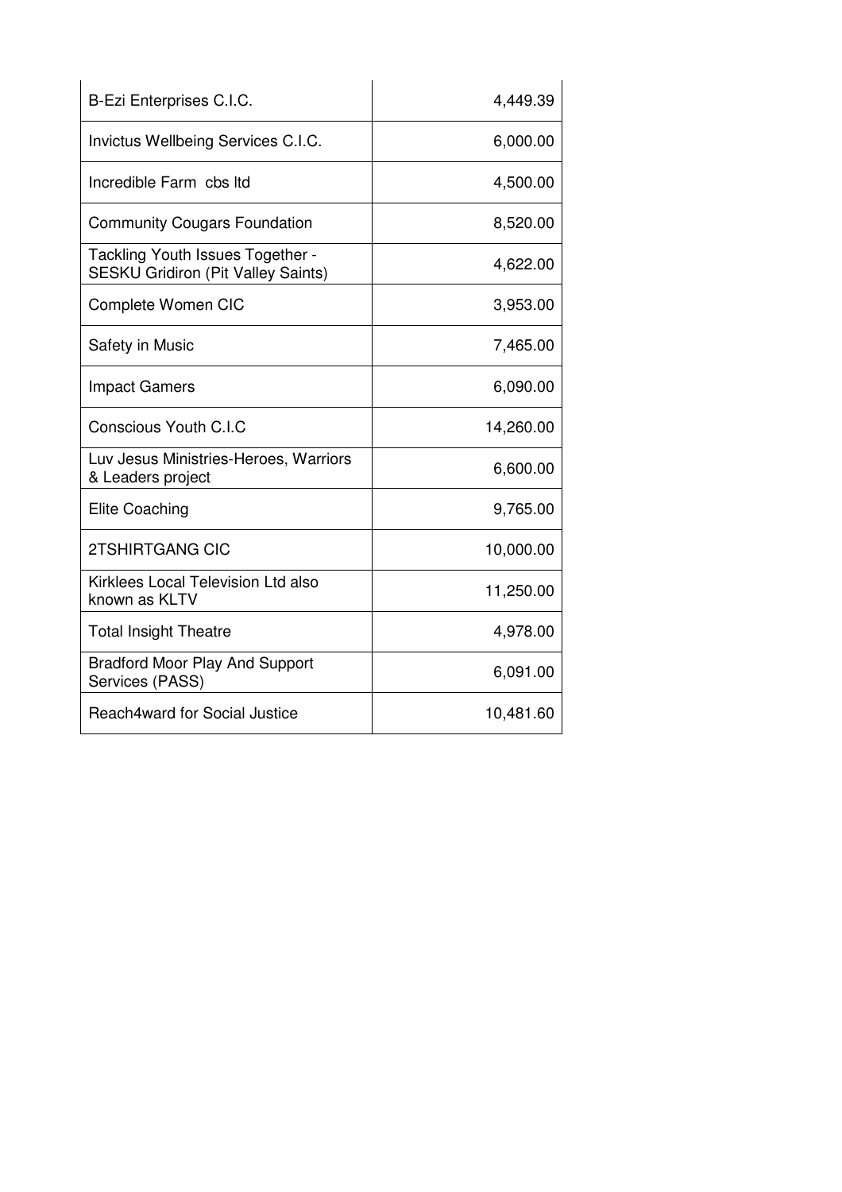| | |
|---|---|
| B-Ezi Enterprises C.I.C. | 4,449.39 |
| Invictus Wellbeing Services C.I.C. | 6,000.00 |
| Incredible Farm cbs ltd | 4,500.00 |
| Community Cougars Foundation | 8,520.00 |
| Tackling Youth Issues Together - SESKU Gridiron (Pit Valley Saints) | 4,622.00 |
| Complete Women CIC | 3,953.00 |
| Safety in Music | 7,465.00 |
| Impact Gamers | 6,090.00 |
| Conscious Youth C.I.C | 14,260.00 |
| Luv Jesus Ministries-Heroes, Warriors & Leaders project | 6,600.00 |
| Elite Coaching | 9,765.00 |
| 2TSHIRTGANG CIC | 10,000.00 |
| Kirklees Local Television Ltd also known as KLTV | 11,250.00 |
| Total Insight Theatre | 4,978.00 |
| Bradford Moor Play And Support Services (PASS) | 6,091.00 |
| Reach4ward for Social Justice | 10,481.60 |